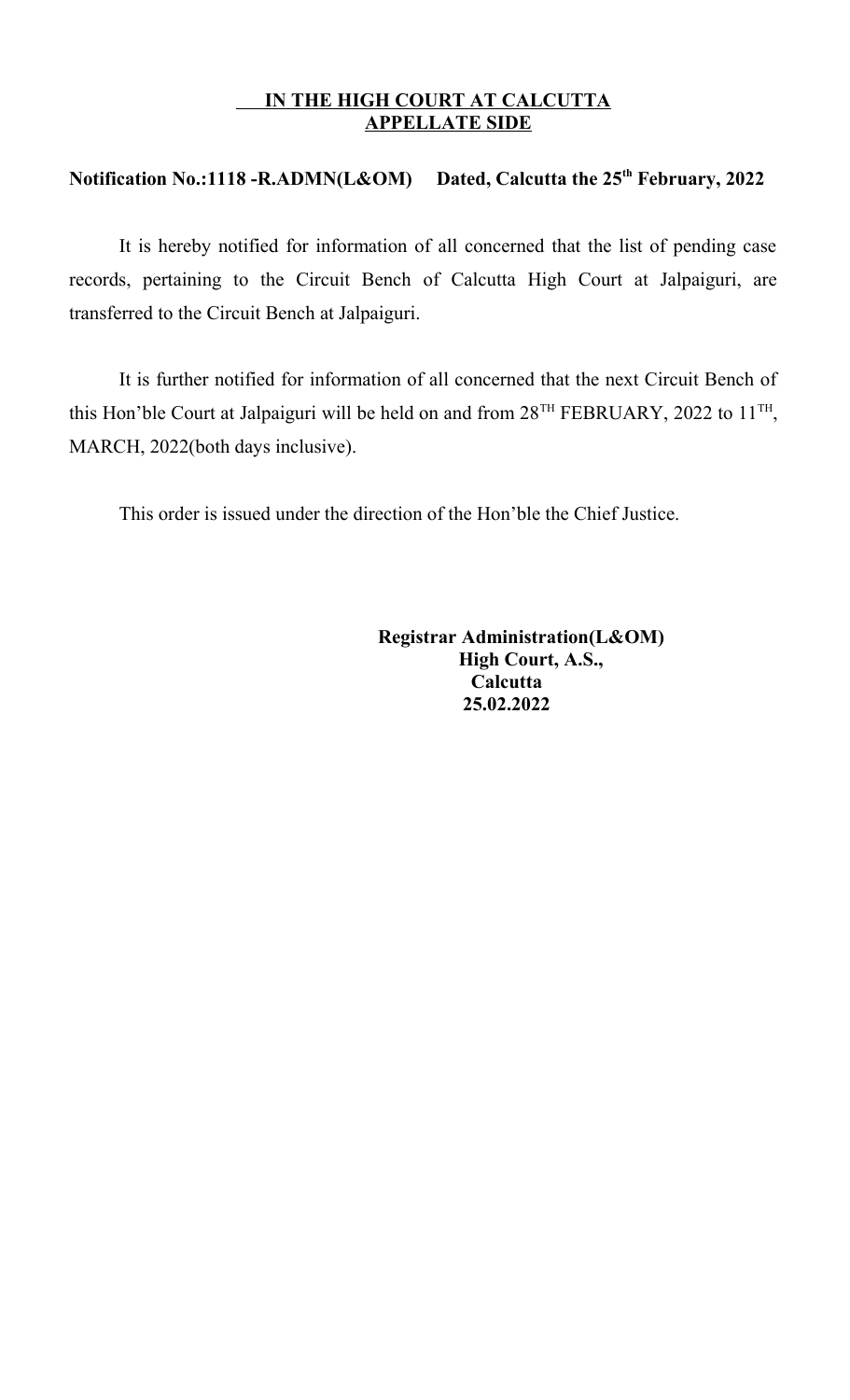**IN THE HIGH COURT AT CALCUTTA**
**APPELLATE SIDE**

**Notification No.:1118 -R.ADMN(L&OM) Dated, Calcutta the 25th February, 2022**

It is hereby notified for information of all concerned that the list of pending case records, pertaining to the Circuit Bench of Calcutta High Court at Jalpaiguri, are transferred to the Circuit Bench at Jalpaiguri.

It is further notified for information of all concerned that the next Circuit Bench of this Hon'ble Court at Jalpaiguri will be held on and from 28TH FEBRUARY, 2022 to 11TH, MARCH, 2022(both days inclusive).

This order is issued under the direction of the Hon'ble the Chief Justice.

**Registrar Administration(L&OM)**
**High Court, A.S.,**
**Calcutta**
**25.02.2022**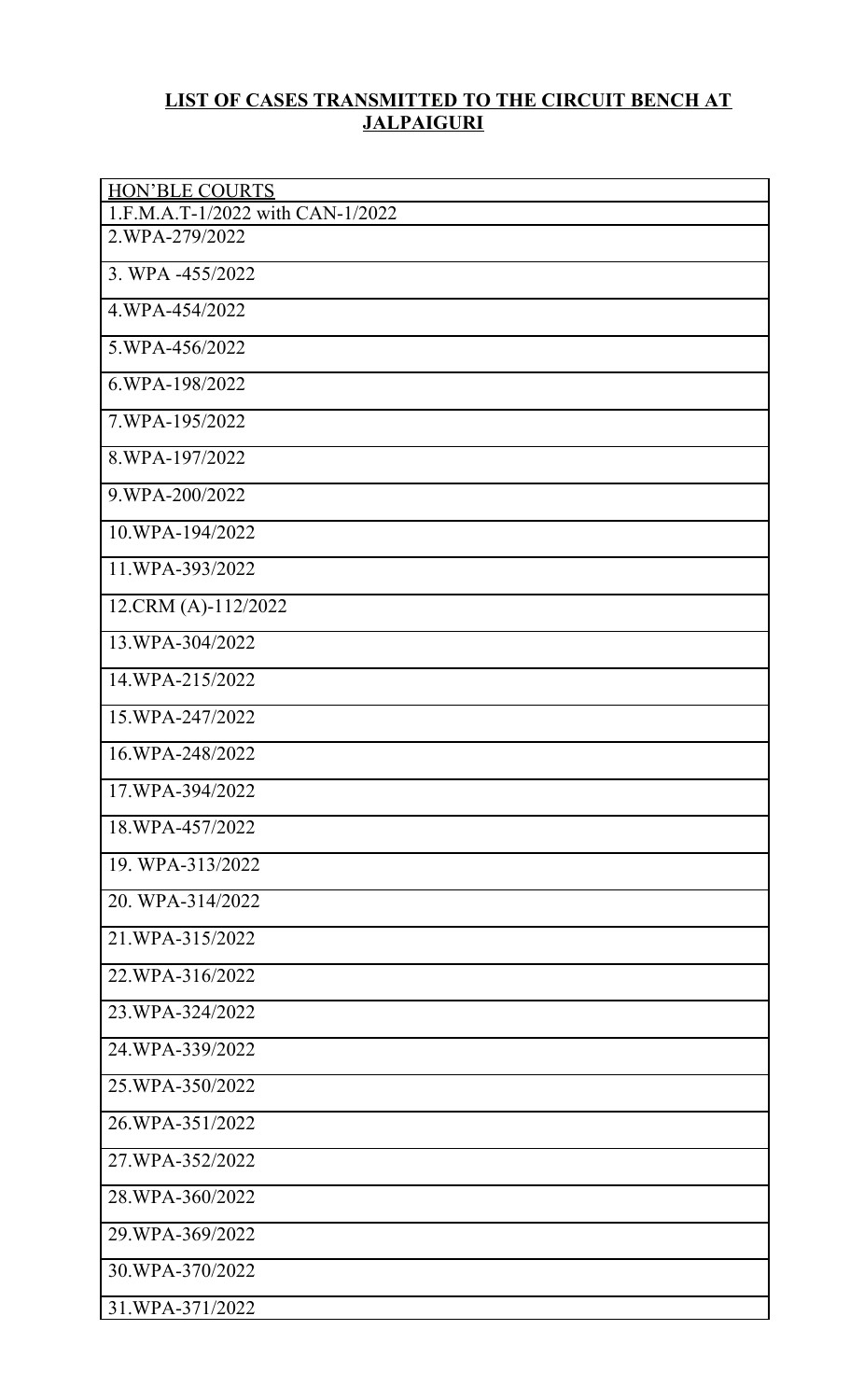**LIST OF CASES TRANSMITTED TO THE CIRCUIT BENCH AT JALPAIGURI**

| HON'BLE COURTS |
|---|
| 1.F.M.A.T-1/2022 with CAN-1/2022 |
| 2.WPA-279/2022 |
| 3. WPA -455/2022 |
| 4.WPA-454/2022 |
| 5.WPA-456/2022 |
| 6.WPA-198/2022 |
| 7.WPA-195/2022 |
| 8.WPA-197/2022 |
| 9.WPA-200/2022 |
| 10.WPA-194/2022 |
| 11.WPA-393/2022 |
| 12.CRM (A)-112/2022 |
| 13.WPA-304/2022 |
| 14.WPA-215/2022 |
| 15.WPA-247/2022 |
| 16.WPA-248/2022 |
| 17.WPA-394/2022 |
| 18.WPA-457/2022 |
| 19. WPA-313/2022 |
| 20. WPA-314/2022 |
| 21.WPA-315/2022 |
| 22.WPA-316/2022 |
| 23.WPA-324/2022 |
| 24.WPA-339/2022 |
| 25.WPA-350/2022 |
| 26.WPA-351/2022 |
| 27.WPA-352/2022 |
| 28.WPA-360/2022 |
| 29.WPA-369/2022 |
| 30.WPA-370/2022 |
| 31.WPA-371/2022 |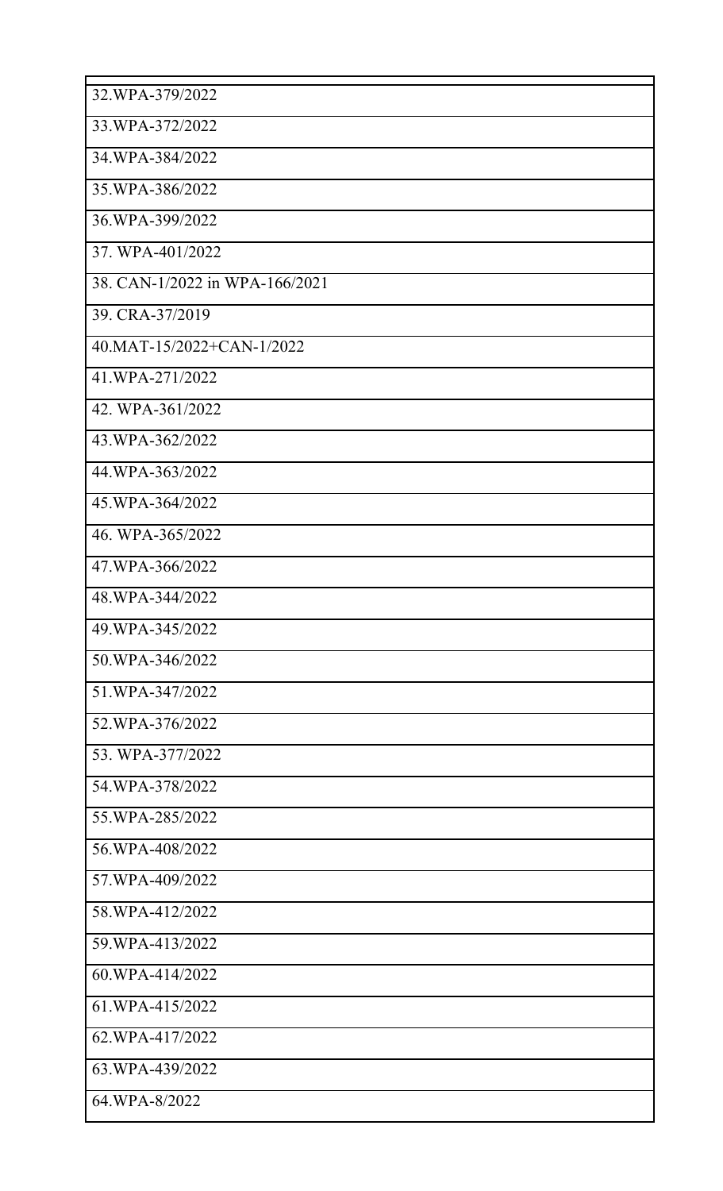| 32.WPA-379/2022 |
| --- |
| 33.WPA-372/2022 |
| 34.WPA-384/2022 |
| 35.WPA-386/2022 |
| 36.WPA-399/2022 |
| 37. WPA-401/2022 |
| 38. CAN-1/2022 in WPA-166/2021 |
| 39. CRA-37/2019 |
| 40.MAT-15/2022+CAN-1/2022 |
| 41.WPA-271/2022 |
| 42. WPA-361/2022 |
| 43.WPA-362/2022 |
| 44.WPA-363/2022 |
| 45.WPA-364/2022 |
| 46. WPA-365/2022 |
| 47.WPA-366/2022 |
| 48.WPA-344/2022 |
| 49.WPA-345/2022 |
| 50.WPA-346/2022 |
| 51.WPA-347/2022 |
| 52.WPA-376/2022 |
| 53. WPA-377/2022 |
| 54.WPA-378/2022 |
| 55.WPA-285/2022 |
| 56.WPA-408/2022 |
| 57.WPA-409/2022 |
| 58.WPA-412/2022 |
| 59.WPA-413/2022 |
| 60.WPA-414/2022 |
| 61.WPA-415/2022 |
| 62.WPA-417/2022 |
| 63.WPA-439/2022 |
| 64.WPA-8/2022 |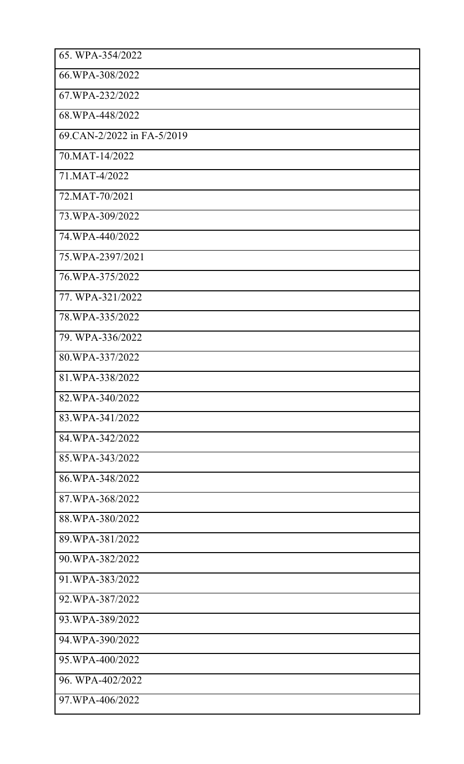| 65. WPA-354/2022 |
| --- |
| 66.WPA-308/2022 |
| 67.WPA-232/2022 |
| 68.WPA-448/2022 |
| 69.CAN-2/2022 in FA-5/2019 |
| 70.MAT-14/2022 |
| 71.MAT-4/2022 |
| 72.MAT-70/2021 |
| 73.WPA-309/2022 |
| 74.WPA-440/2022 |
| 75.WPA-2397/2021 |
| 76.WPA-375/2022 |
| 77. WPA-321/2022 |
| 78.WPA-335/2022 |
| 79. WPA-336/2022 |
| 80.WPA-337/2022 |
| 81.WPA-338/2022 |
| 82.WPA-340/2022 |
| 83.WPA-341/2022 |
| 84.WPA-342/2022 |
| 85.WPA-343/2022 |
| 86.WPA-348/2022 |
| 87.WPA-368/2022 |
| 88.WPA-380/2022 |
| 89.WPA-381/2022 |
| 90.WPA-382/2022 |
| 91.WPA-383/2022 |
| 92.WPA-387/2022 |
| 93.WPA-389/2022 |
| 94.WPA-390/2022 |
| 95.WPA-400/2022 |
| 96. WPA-402/2022 |
| 97.WPA-406/2022 |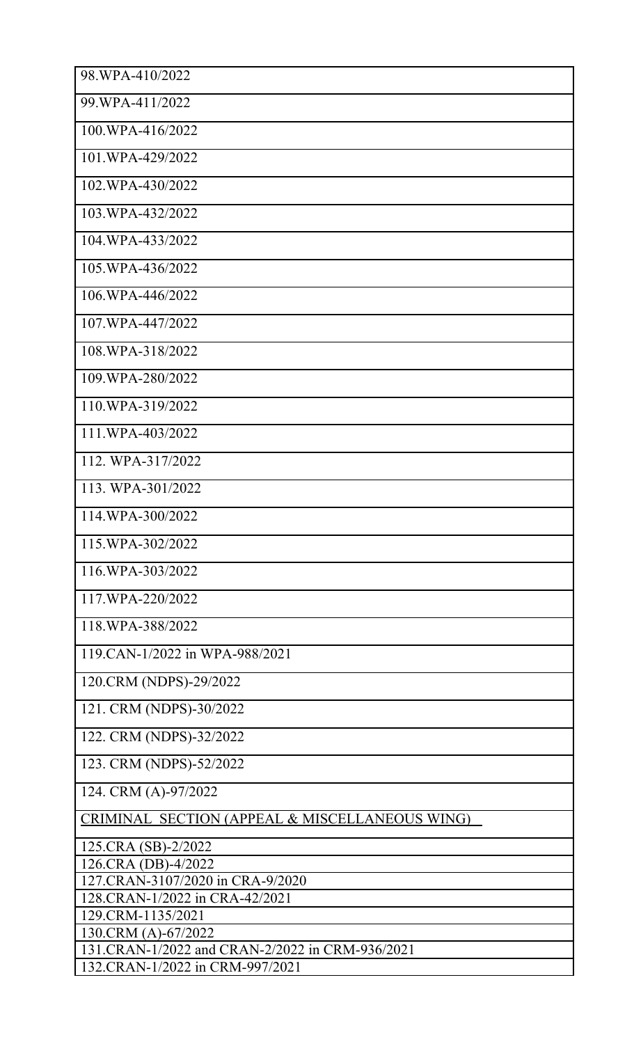| |
|---|
| 98.WPA-410/2022 |
| 99.WPA-411/2022 |
| 100.WPA-416/2022 |
| 101.WPA-429/2022 |
| 102.WPA-430/2022 |
| 103.WPA-432/2022 |
| 104.WPA-433/2022 |
| 105.WPA-436/2022 |
| 106.WPA-446/2022 |
| 107.WPA-447/2022 |
| 108.WPA-318/2022 |
| 109.WPA-280/2022 |
| 110.WPA-319/2022 |
| 111.WPA-403/2022 |
| 112. WPA-317/2022 |
| 113. WPA-301/2022 |
| 114.WPA-300/2022 |
| 115.WPA-302/2022 |
| 116.WPA-303/2022 |
| 117.WPA-220/2022 |
| 118.WPA-388/2022 |
| 119.CAN-1/2022 in WPA-988/2021 |
| 120.CRM (NDPS)-29/2022 |
| 121. CRM (NDPS)-30/2022 |
| 122. CRM (NDPS)-32/2022 |
| 123. CRM (NDPS)-52/2022 |
| 124. CRM (A)-97/2022 |
| CRIMINAL SECTION (APPEAL & MISCELLANEOUS WING) |
| 125.CRA (SB)-2/2022 |
| 126.CRA (DB)-4/2022 |
| 127.CRAN-3107/2020 in CRA-9/2020 |
| 128.CRAN-1/2022 in CRA-42/2021 |
| 129.CRM-1135/2021 |
| 130.CRM (A)-67/2022 |
| 131.CRAN-1/2022 and CRAN-2/2022 in CRM-936/2021 |
| 132.CRAN-1/2022 in CRM-997/2021 |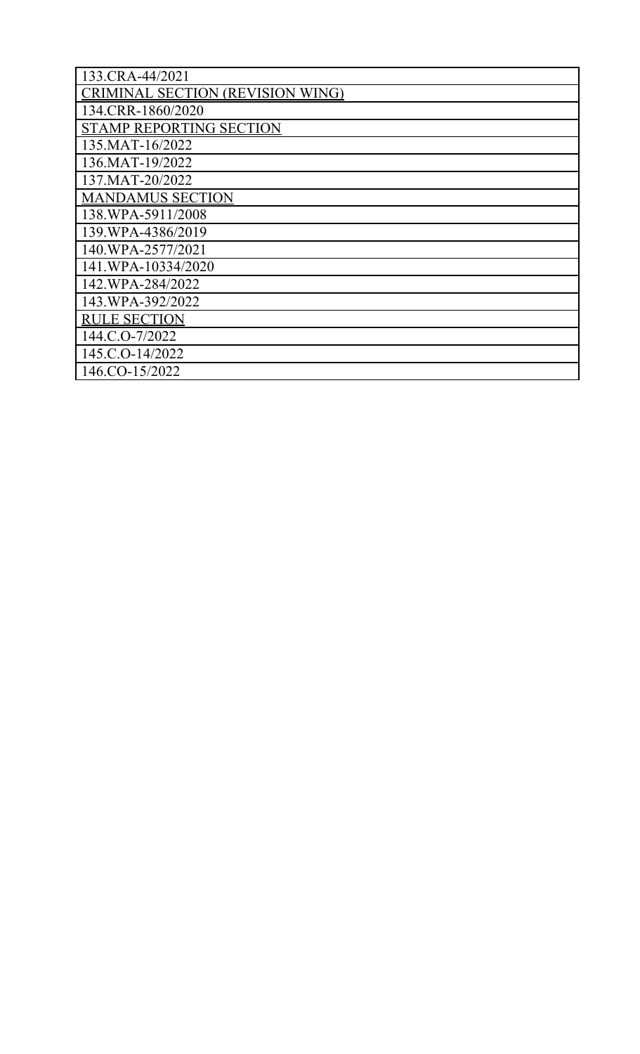| |
|---|
| 133.CRA-44/2021 |
| CRIMINAL SECTION (REVISION WING) |
| 134.CRR-1860/2020 |
| STAMP REPORTING SECTION |
| 135.MAT-16/2022 |
| 136.MAT-19/2022 |
| 137.MAT-20/2022 |
| MANDAMUS SECTION |
| 138.WPA-5911/2008 |
| 139.WPA-4386/2019 |
| 140.WPA-2577/2021 |
| 141.WPA-10334/2020 |
| 142.WPA-284/2022 |
| 143.WPA-392/2022 |
| RULE SECTION |
| 144.C.O-7/2022 |
| 145.C.O-14/2022 |
| 146.CO-15/2022 |